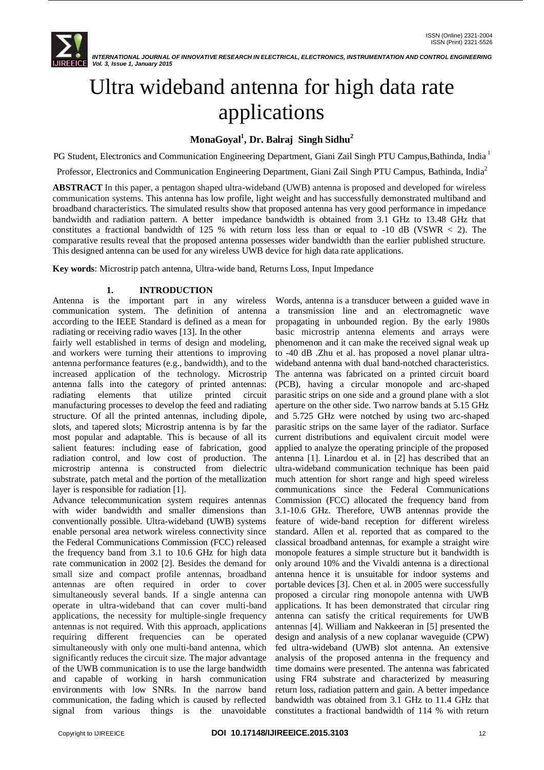# Ultra wideband antenna for high data rate applications

**MonaGoyal[1], Dr. Balraj Singh Sidhu[2]**

PG Student, Electronics and Communication Engineering Department, Giani Zail Singh PTU Campus,Bathinda, India [1]

Professor, Electronics and Communication Engineering Department, Giani Zail Singh PTU Campus, Bathinda, India[2]

**ABSTRACT** In this paper, a pentagon shaped ultra-wideband (UWB) antenna is proposed and developed for wireless communication systems. This antenna has low profile, light weight and has successfully demonstrated multiband and broadband characteristics. The simulated results show that proposed antenna has very good performance in impedance bandwidth and radiation pattern. A better impedance bandwidth is obtained from 3.1 GHz to 13.48 GHz that constitutes a fractional bandwidth of 125 % with return loss less than or equal to -10 dB (VSWR < 2). The comparative results reveal that the proposed antenna possesses wider bandwidth than the earlier published structure. This designed antenna can be used for any wireless UWB device for high data rate applications.

**Key words**: Microstrip patch antenna, Ultra-wide band, Returns Loss, Input Impedance

## 1. INTRODUCTION

Antenna is the important part in any wireless communication system. The definition of antenna according to the IEEE Standard is defined as a mean for radiating or receiving radio waves [13]. In the other Words, antenna is a transducer between a guided wave in a transmission line and an electromagnetic wave propagating in unbounded region. By the early 1980s basic microstrip antenna elements and arrays were fairly well established in terms of design and modeling, and workers were turning their attentions to improving antenna performance features (e.g., bandwidth), and to the increased application of the technology. Microstrip antenna falls into the category of printed antennas: radiating elements that utilize printed circuit manufacturing processes to develop the feed and radiating structure. Of all the printed antennas, including dipole, slots, and tapered slots; Microstrip antenna is by far the most popular and adaptable. This is because of all its salient features: including ease of fabrication, good radiation control, and low cost of production. The microstrip antenna is constructed from dielectric substrate, patch metal and the portion of the metallization layer is responsible for radiation [1].

Advance telecommunication system requires antennas with wider bandwidth and smaller dimensions than conventionally possible. Ultra-wideband (UWB) systems enable personal area network wireless connectivity since the Federal Communications Commission (FCC) released the frequency band from 3.1 to 10.6 GHz for high data rate communication in 2002 [2]. Besides the demand for small size and compact profile antennas, broadband antennas are often required in order to cover simultaneously several bands. If a single antenna can operate in ultra-wideband that can cover multi-band applications, the necessity for multiple-single frequency antennas is not required. With this approach, applications requiring different frequencies can be operated simultaneously with only one multi-band antenna, which significantly reduces the circuit size. The major advantage of the UWB communication is to use the large bandwidth and capable of working in harsh communication environments with low SNRs. In the narrow band communication, the fading which is caused by reflected signal from various things is the unavoidable phenomenon and it can make the received signal weak up to -40 dB .Zhu et al. has proposed a novel planar ultra-wideband antenna with dual band-notched characteristics. The antenna was fabricated on a printed circuit board (PCB), having a circular monopole and arc-shaped parasitic strips on one side and a ground plane with a slot aperture on the other side. Two narrow bands at 5.15 GHz and 5.725 GHz were notched by using two arc-shaped parasitic strips on the same layer of the radiator. Surface current distributions and equivalent circuit model were applied to analyze the operating principle of the proposed antenna [1]. Linardou et al. in [2] has described that an ultra-wideband communication technique has been paid much attention for short range and high speed wireless communications since the Federal Communications Commission (FCC) allocated the frequency band from 3.1-10.6 GHz. Therefore, UWB antennas provide the feature of wide-band reception for different wireless standard. Allen et al. reported that as compared to the classical broadband antennas, for example a straight wire monopole features a simple structure but it bandwidth is only around 10% and the Vivaldi antenna is a directional antenna hence it is unsuitable for indoor systems and portable devices [3]. Chen et al. in 2005 were successfully proposed a circular ring monopole antenna with UWB applications. It has been demonstrated that circular ring antenna can satisfy the critical requirements for UWB antennas [4]. William and Nakkeeran in [5] presented the design and analysis of a new coplanar waveguide (CPW) fed ultra-wideband (UWB) slot antenna. An extensive analysis of the proposed antenna in the frequency and time domains were presented. The antenna was fabricated using FR4 substrate and characterized by measuring return loss, radiation pattern and gain. A better impedance bandwidth was obtained from 3.1 GHz to 11.4 GHz that constitutes a fractional bandwidth of 114 % with return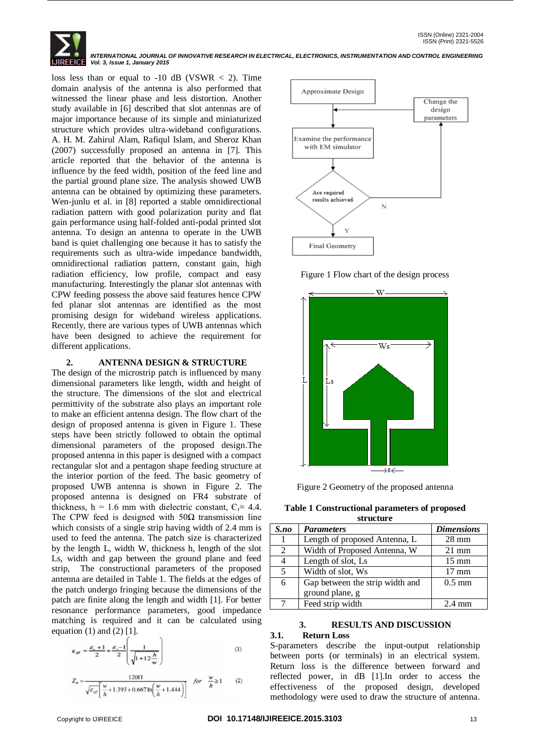loss less than or equal to -10 dB (VSWR < 2). Time domain analysis of the antenna is also performed that witnessed the linear phase and less distortion. Another study available in [6] described that slot antennas are of major importance because of its simple and miniaturized structure which provides ultra-wideband configurations. A. H. M. Zahirul Alam, Rafiqul Islam, and Sheroz Khan (2007) successfully proposed an antenna in [7]. This article reported that the behavior of the antenna is influence by the feed width, position of the feed line and the partial ground plane size. The analysis showed UWB antenna can be obtained by optimizing these parameters. Wen-junlu et al. in [8] reported a stable omnidirectional radiation pattern with good polarization purity and flat gain performance using half-folded anti-podal printed slot antenna. To design an antenna to operate in the UWB band is quiet challenging one because it has to satisfy the requirements such as ultra-wide impedance bandwidth, omnidirectional radiation pattern, constant gain, high radiation efficiency, low profile, compact and easy manufacturing. Interestingly the planar slot antennas with CPW feeding possess the above said features hence CPW fed planar slot antennas are identified as the most promising design for wideband wireless applications. Recently, there are various types of UWB antennas which have been designed to achieve the requirement for different applications.

## 2. ANTENNA DESIGN & STRUCTURE

The design of the microstrip patch is influenced by many dimensional parameters like length, width and height of the structure. The dimensions of the slot and electrical permittivity of the substrate also plays an important role to make an efficient antenna design. The flow chart of the design of proposed antenna is given in Figure 1. These steps have been strictly followed to obtain the optimal dimensional parameters of the proposed design.The proposed antenna in this paper is designed with a compact rectangular slot and a pentagon shape feeding structure at the interior portion of the feed. The basic geometry of proposed UWB antenna is shown in Figure 2. The proposed antenna is designed on FR4 substrate of thickness, h = 1.6 mm with dielectric constant, $\epsilon_r = 4.4$. The CPW feed is designed with 50Ω transmission line which consists of a single strip having width of 2.4 mm is used to feed the antenna. The patch size is characterized by the length L, width W, thickness h, length of the slot Ls, width and gap between the ground plane and feed strip, The constructional parameters of the proposed antenna are detailed in Table 1. The fields at the edges of the patch undergo fringing because the dimensions of the patch are finite along the length and width [1]. For better resonance performance parameters, good impedance matching is required and it can be calculated using equation (1) and (2) [1].

$$\varepsilon_{eff} = \frac{\varepsilon_r + 1}{2} + \frac{\varepsilon_r - 1}{2}\left(\frac{1}{\sqrt{1 + 12\frac{h}{w}}}\right) \quad (1)$$

$$Z_0 = \frac{120\Pi}{\sqrt{\varepsilon_{eff}}\left[\frac{w}{h} + 1.393 + 0.667\ln\left(\frac{w}{h} + 1.444\right)\right]} \quad for \quad \frac{w}{h} \geq 1 \quad (2)$$

Approximate Design → Examine the performance with EM simulator → Are required results achieved? N → Change the design parameters; Y → Final Geometry

Figure 1 Flow chart of the design process

Figure 2 Geometry of the proposed antenna

**Table 1 Constructional parameters of proposed structure**

| *S.no* | *Parameters* | *Dimensions* |
|---|---|---|
| 1 | Length of proposed Antenna, L | 28 mm |
| 2 | Width of Proposed Antenna, W | 21 mm |
| 4 | Length of slot, Ls | 15 mm |
| 5 | Width of slot, Ws | 17 mm |
| 6 | Gap between the strip width and ground plane, g | 0.5 mm |
| 7 | Feed strip width | 2.4 mm |

## 3. RESULTS AND DISCUSSION

### 3.1. Return Loss

S-parameters describe the input-output relationship between ports (or terminals) in an electrical system. Return loss is the difference between forward and reflected power, in dB [1].In order to access the effectiveness of the proposed design, developed methodology were used to draw the structure of antenna.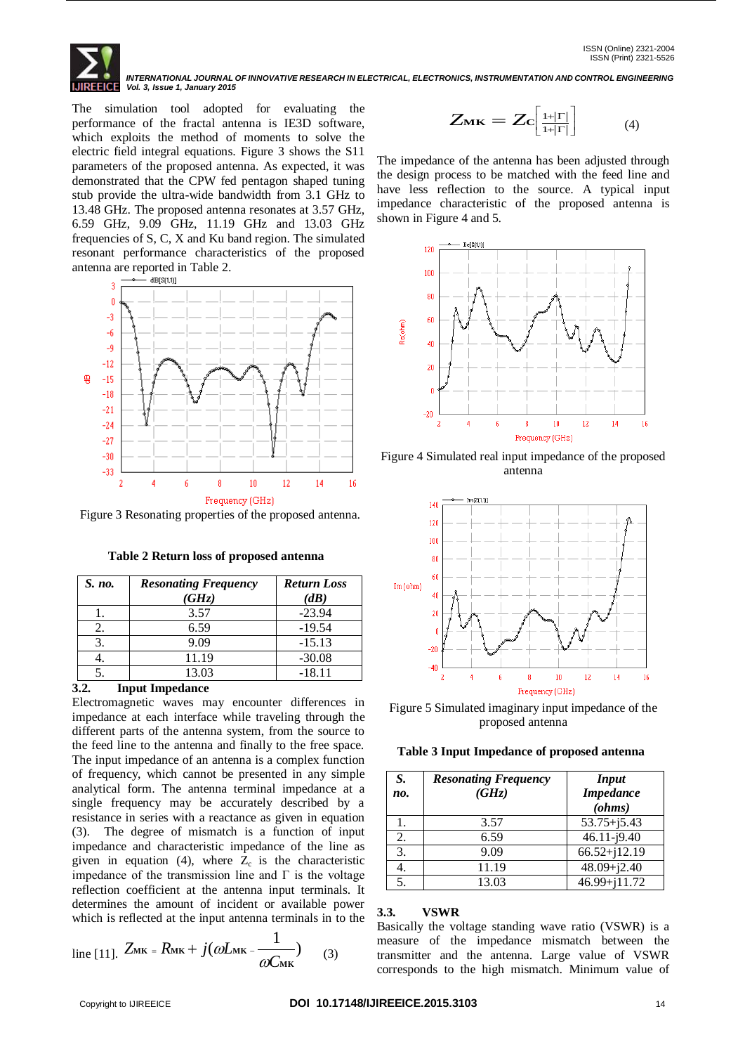The simulation tool adopted for evaluating the performance of the fractal antenna is IE3D software, which exploits the method of moments to solve the electric field integral equations. Figure 3 shows the S11 parameters of the proposed antenna. As expected, it was demonstrated that the CPW fed pentagon shaped tuning stub provide the ultra-wide bandwidth from 3.1 GHz to 13.48 GHz. The proposed antenna resonates at 3.57 GHz, 6.59 GHz, 9.09 GHz, 11.19 GHz and 13.03 GHz frequencies of S, C, X and Ku band region. The simulated resonant performance characteristics of the proposed antenna are reported in Table 2.

Figure 3 Resonating properties of the proposed antenna.

**Table 2 Return loss of proposed antenna**

| *S. no.* | *Resonating Frequency (GHz)* | *Return Loss (dB)* |
|---|---|---|
| 1. | 3.57 | -23.94 |
| 2. | 6.59 | -19.54 |
| 3. | 9.09 | -15.13 |
| 4. | 11.19 | -30.08 |
| 5. | 13.03 | -18.11 |

### 3.2. Input Impedance

Electromagnetic waves may encounter differences in impedance at each interface while traveling through the different parts of the antenna system, from the source to the feed line to the antenna and finally to the free space. The input impedance of an antenna is a complex function of frequency, which cannot be presented in any simple analytical form. The antenna terminal impedance at a single frequency may be accurately described by a resistance in series with a reactance as given in equation (3). The degree of mismatch is a function of input impedance and characteristic impedance of the line as given in equation (4), where $Z_c$ is the characteristic impedance of the transmission line and Γ is the voltage reflection coefficient at the antenna input terminals. It determines the amount of incident or available power which is reflected at the input antenna terminals in to the line [11].

$$Z_{MK} = R_{MK} + j\left(\omega L_{MK} - \frac{1}{\omega C_{MK}}\right) \quad (3)$$

$$Z_{MK} = Z_C\left[\frac{1+|\Gamma|}{1+|\Gamma|}\right] \quad (4)$$

The impedance of the antenna has been adjusted through the design process to be matched with the feed line and have less reflection to the source. A typical input impedance characteristic of the proposed antenna is shown in Figure 4 and 5.

Figure 4 Simulated real input impedance of the proposed antenna

Figure 5 Simulated imaginary input impedance of the proposed antenna

**Table 3 Input Impedance of proposed antenna**

| *S. no.* | *Resonating Frequency (GHz)* | *Input Impedance (ohms)* |
|---|---|---|
| 1. | 3.57 | 53.75+j5.43 |
| 2. | 6.59 | 46.11-j9.40 |
| 3. | 9.09 | 66.52+j12.19 |
| 4. | 11.19 | 48.09+j2.40 |
| 5. | 13.03 | 46.99+j11.72 |

### 3.3. VSWR

Basically the voltage standing wave ratio (VSWR) is a measure of the impedance mismatch between the transmitter and the antenna. Large value of VSWR corresponds to the high mismatch. Minimum value of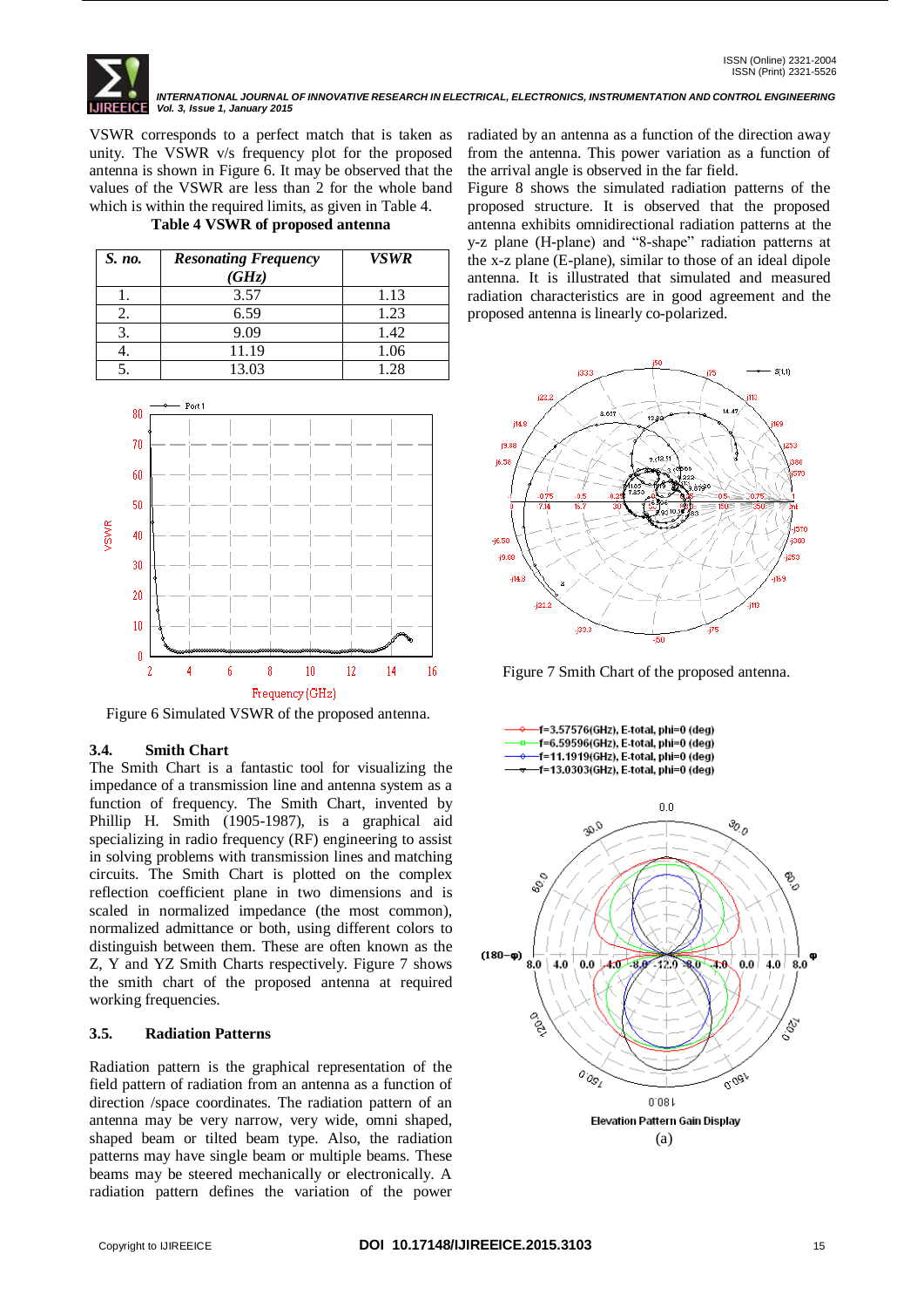VSWR corresponds to a perfect match that is taken as unity. The VSWR v/s frequency plot for the proposed antenna is shown in Figure 6. It may be observed that the values of the VSWR are less than 2 for the whole band which is within the required limits, as given in Table 4.

**Table 4 VSWR of proposed antenna**

| *S. no.* | *Resonating Frequency (GHz)* | *VSWR* |
|---|---|---|
| 1. | 3.57 | 1.13 |
| 2. | 6.59 | 1.23 |
| 3. | 9.09 | 1.42 |
| 4. | 11.19 | 1.06 |
| 5. | 13.03 | 1.28 |

Figure 6 Simulated VSWR of the proposed antenna.

### 3.4. Smith Chart

The Smith Chart is a fantastic tool for visualizing the impedance of a transmission line and antenna system as a function of frequency. The Smith Chart, invented by Phillip H. Smith (1905-1987), is a graphical aid specializing in radio frequency (RF) engineering to assist in solving problems with transmission lines and matching circuits. The Smith Chart is plotted on the complex reflection coefficient plane in two dimensions and is scaled in normalized impedance (the most common), normalized admittance or both, using different colors to distinguish between them. These are often known as the Z, Y and YZ Smith Charts respectively. Figure 7 shows the smith chart of the proposed antenna at required working frequencies.

### 3.5. Radiation Patterns

Radiation pattern is the graphical representation of the field pattern of radiation from an antenna as a function of direction /space coordinates. The radiation pattern of an antenna may be very narrow, very wide, omni shaped, shaped beam or tilted beam type. Also, the radiation patterns may have single beam or multiple beams. These beams may be steered mechanically or electronically. A radiation pattern defines the variation of the power radiated by an antenna as a function of the direction away from the antenna. This power variation as a function of the arrival angle is observed in the far field.

Figure 8 shows the simulated radiation patterns of the proposed structure. It is observed that the proposed antenna exhibits omnidirectional radiation patterns at the y-z plane (H-plane) and "8-shape" radiation patterns at the x-z plane (E-plane), similar to those of an ideal dipole antenna. It is illustrated that simulated and measured radiation characteristics are in good agreement and the proposed antenna is linearly co-polarized.

Figure 7 Smith Chart of the proposed antenna.

Elevation Pattern Gain Display

(a)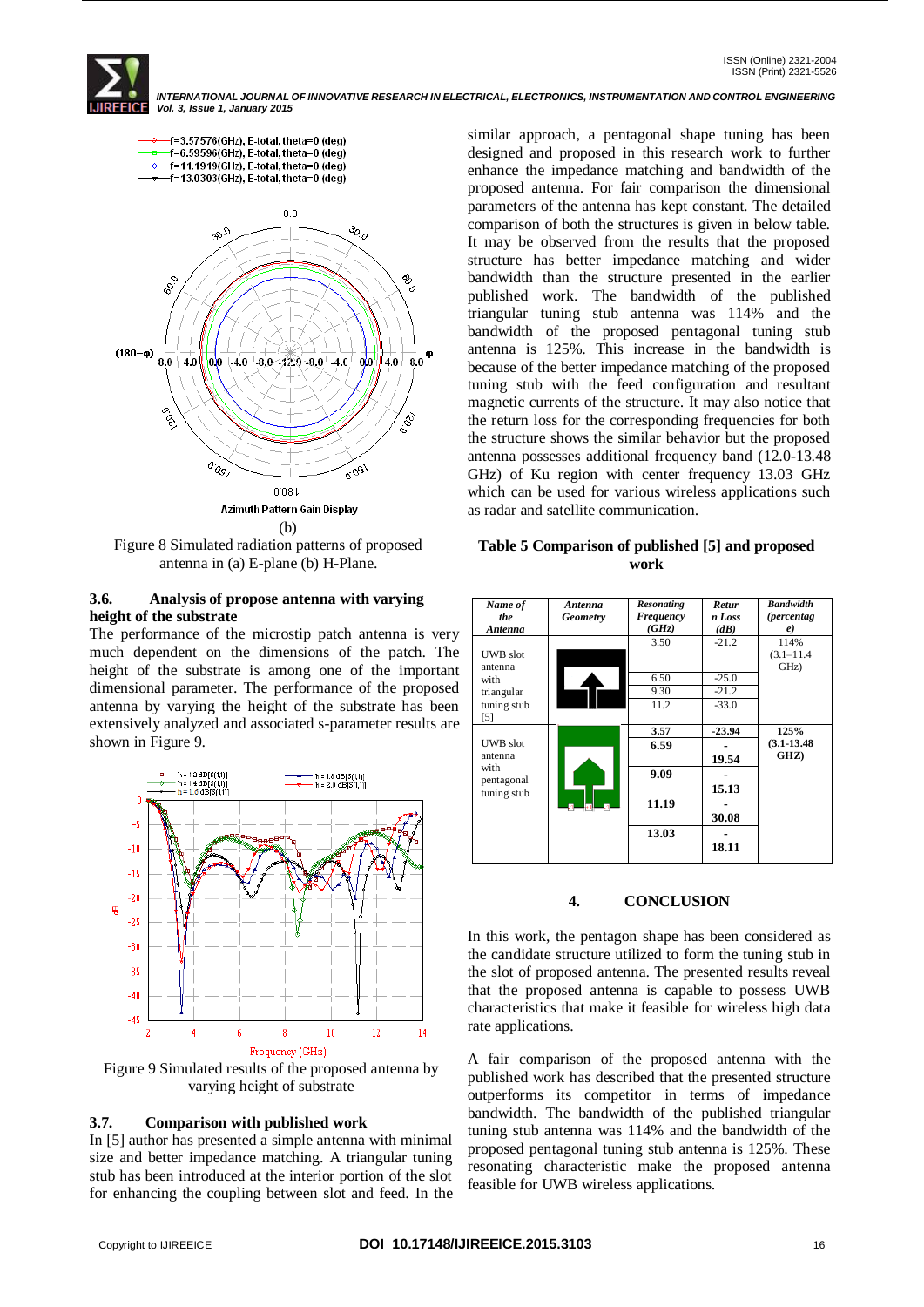(b)

Figure 8 Simulated radiation patterns of proposed antenna in (a) E-plane (b) H-Plane.

### 3.6. Analysis of propose antenna with varying height of the substrate

The performance of the microstip patch antenna is very much dependent on the dimensions of the patch. The height of the substrate is among one of the important dimensional parameter. The performance of the proposed antenna by varying the height of the substrate has been extensively analyzed and associated s-parameter results are shown in Figure 9.

Figure 9 Simulated results of the proposed antenna by varying height of substrate

### 3.7. Comparison with published work

In [5] author has presented a simple antenna with minimal size and better impedance matching. A triangular tuning stub has been introduced at the interior portion of the slot for enhancing the coupling between slot and feed. In the similar approach, a pentagonal shape tuning has been designed and proposed in this research work to further enhance the impedance matching and bandwidth of the proposed antenna. For fair comparison the dimensional parameters of the antenna has kept constant. The detailed comparison of both the structures is given in below table. It may be observed from the results that the proposed structure has better impedance matching and wider bandwidth than the structure presented in the earlier published work. The bandwidth of the published triangular tuning stub antenna was 114% and the bandwidth of the proposed pentagonal tuning stub antenna is 125%. This increase in the bandwidth is because of the better impedance matching of the proposed tuning stub with the feed configuration and resultant magnetic currents of the structure. It may also notice that the return loss for the corresponding frequencies for both the structure shows the similar behavior but the proposed antenna possesses additional frequency band (12.0-13.48 GHz) of Ku region with center frequency 13.03 GHz which can be used for various wireless applications such as radar and satellite communication.

**Table 5 Comparison of published [5] and proposed work**

| *Name of the Antenna* | *Antenna Geometry* | *Resonating Frequency (GHz)* | *Return Loss (dB)* | *Bandwidth (percentage)* |
|---|---|---|---|---|
| UWB slot antenna with triangular tuning stub [5] | | 3.50 | -21.2 | 114% (3.1–11.4 GHz) |
| | | 6.50 | -25.0 | |
| | | 9.30 | -21.2 | |
| | | 11.2 | -33.0 | |
| UWB slot antenna with pentagonal tuning stub | | **3.57** | **-23.94** | **125% (3.1-13.48 GHZ)** |
| | | **6.59** | **-19.54** | |
| | | **9.09** | **-15.13** | |
| | | **11.19** | **-30.08** | |
| | | **13.03** | **-18.11** | |

## 4. CONCLUSION

In this work, the pentagon shape has been considered as the candidate structure utilized to form the tuning stub in the slot of proposed antenna. The presented results reveal that the proposed antenna is capable to possess UWB characteristics that make it feasible for wireless high data rate applications.

A fair comparison of the proposed antenna with the published work has described that the presented structure outperforms its competitor in terms of impedance bandwidth. The bandwidth of the published triangular tuning stub antenna was 114% and the bandwidth of the proposed pentagonal tuning stub antenna is 125%. These resonating characteristic make the proposed antenna feasible for UWB wireless applications.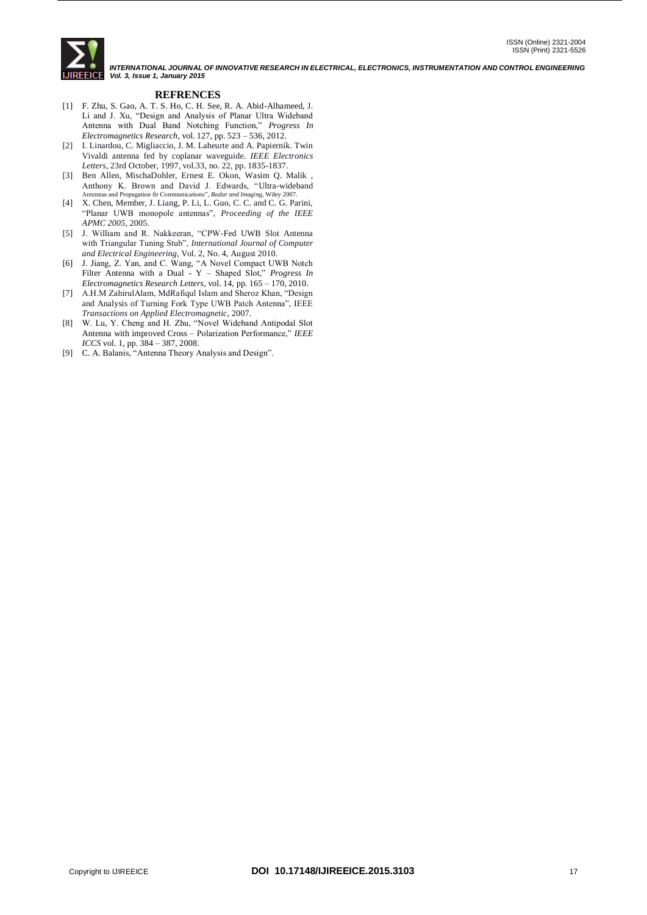## REFRENCES

[1] F. Zhu, S. Gao, A. T. S. Ho, C. H. See, R. A. Abid-Alhameed, J. Li and J. Xu, "Design and Analysis of Planar Ultra Wideband Antenna with Dual Band Notching Function," *Progress In Electromagnetics Research*, vol. 127, pp. 523 – 536, 2012.

[2] I. Linardou, C. Migliaccio, J. M. Laheurte and A. Papiernik. Twin Vivaldi antenna fed by coplanar waveguide. *IEEE Electronics Letters*, 23rd October, 1997, vol.33, no. 22, pp. 1835-1837.

[3] Ben Allen, MischaDohler, Ernest E. Okon, Wasim Q. Malik , Anthony K. Brown and David J. Edwards, "Ultra-wideband Antennas and Propagation fir Communications", *Radar and Imaging*, Wiley 2007.

[4] X. Chen, Member, J. Liang, P. Li, L. Guo, C. C. and C. G. Parini, "Planar UWB monopole antennas", *Proceeding of the IEEE APMC 2005*, 2005.

[5] J. William and R. Nakkeeran, "CPW-Fed UWB Slot Antenna with Triangular Tuning Stub", *International Journal of Computer and Electrical Engineering*, Vol. 2, No. 4, August 2010.

[6] J. Jiang, Z. Yan, and C. Wang, "A Novel Compact UWB Notch Filter Antenna with a Dual - Y – Shaped Slot," *Progress In Electromagnetics Research Letters*, vol. 14, pp. 165 – 170, 2010.

[7] A.H.M ZahirulAlam, MdRafiqul Islam and Sheroz Khan, "Design and Analysis of Turning Fork Type UWB Patch Antenna", IEEE *Transactions on Applied Electromagnetic*, 2007.

[8] W. Lu, Y. Cheng and H. Zhu, "Novel Wideband Antipodal Slot Antenna with improved Cross – Polarization Performance," *IEEE ICCS* vol. 1, pp. 384 – 387, 2008.

[9] C. A. Balanis, "Antenna Theory Analysis and Design".